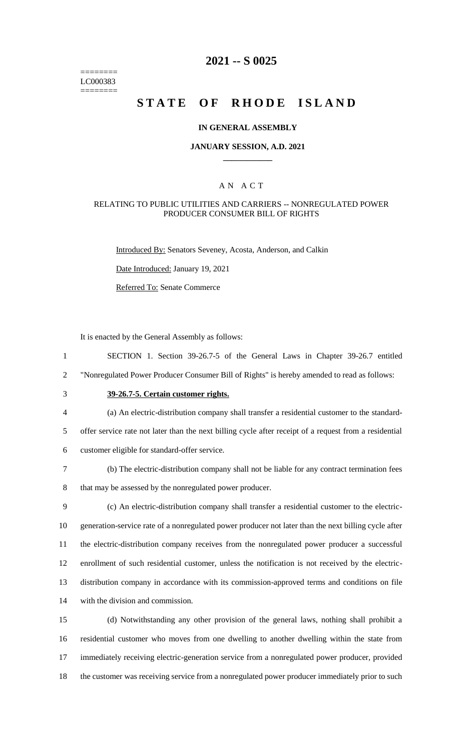========
LC000383
========

# 2021 -- S 0025

# STATE OF RHODE ISLAND

### IN GENERAL ASSEMBLY

### JANUARY SESSION, A.D. 2021

## A N A C T

### RELATING TO PUBLIC UTILITIES AND CARRIERS -- NONREGULATED POWER PRODUCER CONSUMER BILL OF RIGHTS

Introduced By: Senators Seveney, Acosta, Anderson, and Calkin

Date Introduced: January 19, 2021

Referred To: Senate Commerce

It is enacted by the General Assembly as follows:

1 SECTION 1. Section 39-26.7-5 of the General Laws in Chapter 39-26.7 entitled
2 "Nonregulated Power Producer Consumer Bill of Rights" is hereby amended to read as follows:

3 **39-26.7-5. Certain customer rights.**

4 (a) An electric-distribution company shall transfer a residential customer to the standard-
5 offer service rate not later than the next billing cycle after receipt of a request from a residential
6 customer eligible for standard-offer service.

7 (b) The electric-distribution company shall not be liable for any contract termination fees
8 that may be assessed by the nonregulated power producer.

9 (c) An electric-distribution company shall transfer a residential customer to the electric-
10 generation-service rate of a nonregulated power producer not later than the next billing cycle after
11 the electric-distribution company receives from the nonregulated power producer a successful
12 enrollment of such residential customer, unless the notification is not received by the electric-
13 distribution company in accordance with its commission-approved terms and conditions on file
14 with the division and commission.

15 (d) Notwithstanding any other provision of the general laws, nothing shall prohibit a
16 residential customer who moves from one dwelling to another dwelling within the state from
17 immediately receiving electric-generation service from a nonregulated power producer, provided
18 the customer was receiving service from a nonregulated power producer immediately prior to such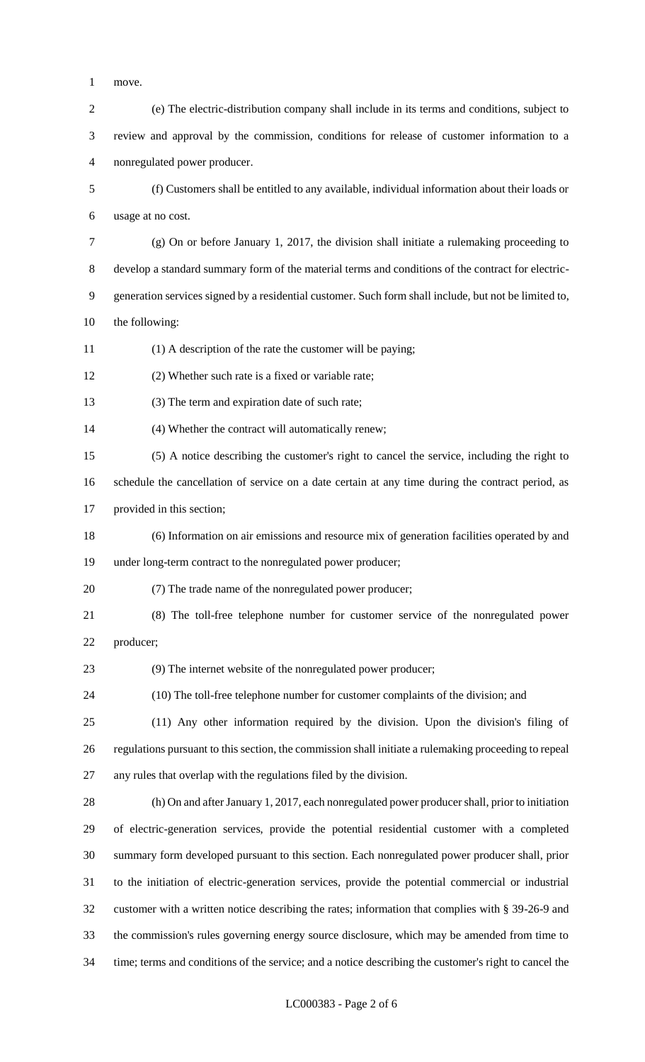move.

(e) The electric-distribution company shall include in its terms and conditions, subject to review and approval by the commission, conditions for release of customer information to a nonregulated power producer.

(f) Customers shall be entitled to any available, individual information about their loads or usage at no cost.

(g) On or before January 1, 2017, the division shall initiate a rulemaking proceeding to develop a standard summary form of the material terms and conditions of the contract for electric-generation services signed by a residential customer. Such form shall include, but not be limited to, the following:

(1) A description of the rate the customer will be paying;

(2) Whether such rate is a fixed or variable rate;

(3) The term and expiration date of such rate;

(4) Whether the contract will automatically renew;

(5) A notice describing the customer's right to cancel the service, including the right to schedule the cancellation of service on a date certain at any time during the contract period, as provided in this section;

(6) Information on air emissions and resource mix of generation facilities operated by and under long-term contract to the nonregulated power producer;

(7) The trade name of the nonregulated power producer;

(8) The toll-free telephone number for customer service of the nonregulated power producer;

(9) The internet website of the nonregulated power producer;

(10) The toll-free telephone number for customer complaints of the division; and

(11) Any other information required by the division. Upon the division's filing of regulations pursuant to this section, the commission shall initiate a rulemaking proceeding to repeal any rules that overlap with the regulations filed by the division.

(h) On and after January 1, 2017, each nonregulated power producer shall, prior to initiation of electric-generation services, provide the potential residential customer with a completed summary form developed pursuant to this section. Each nonregulated power producer shall, prior to the initiation of electric-generation services, provide the potential commercial or industrial customer with a written notice describing the rates; information that complies with § 39-26-9 and the commission's rules governing energy source disclosure, which may be amended from time to time; terms and conditions of the service; and a notice describing the customer's right to cancel the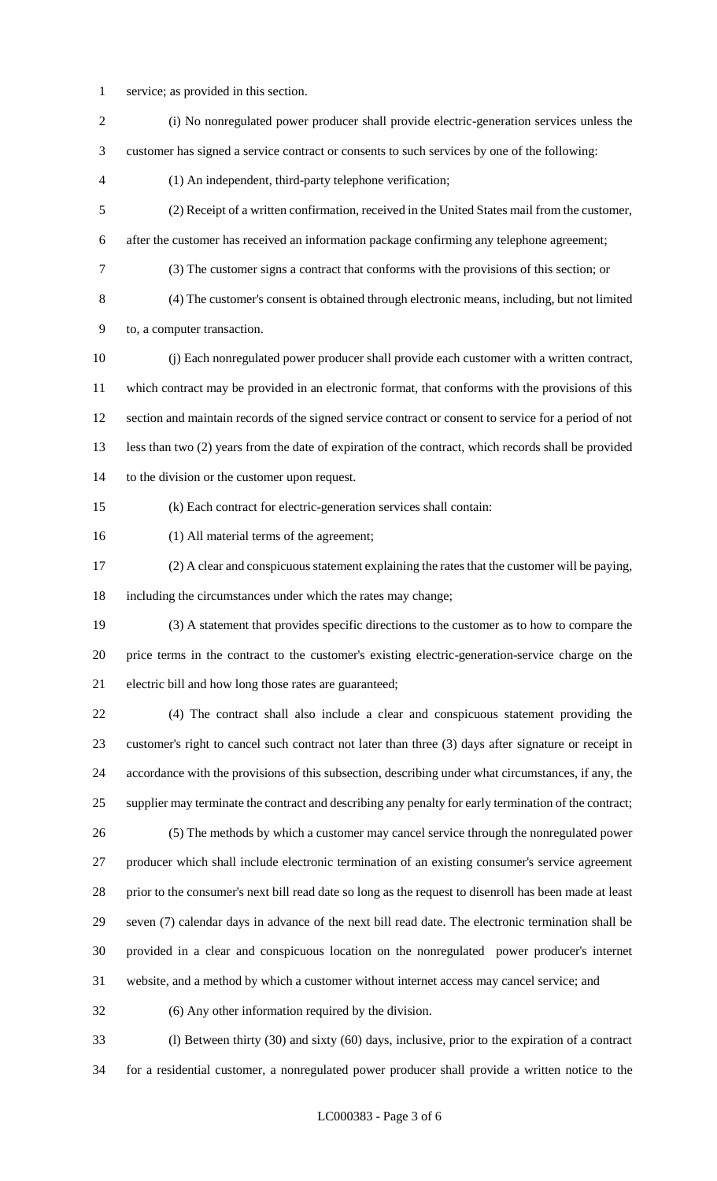service; as provided in this section.

(i) No nonregulated power producer shall provide electric-generation services unless the customer has signed a service contract or consents to such services by one of the following:

(1) An independent, third-party telephone verification;

(2) Receipt of a written confirmation, received in the United States mail from the customer, after the customer has received an information package confirming any telephone agreement;

(3) The customer signs a contract that conforms with the provisions of this section; or

(4) The customer's consent is obtained through electronic means, including, but not limited to, a computer transaction.

(j) Each nonregulated power producer shall provide each customer with a written contract, which contract may be provided in an electronic format, that conforms with the provisions of this section and maintain records of the signed service contract or consent to service for a period of not less than two (2) years from the date of expiration of the contract, which records shall be provided to the division or the customer upon request.

(k) Each contract for electric-generation services shall contain:

(1) All material terms of the agreement;

(2) A clear and conspicuous statement explaining the rates that the customer will be paying, including the circumstances under which the rates may change;

(3) A statement that provides specific directions to the customer as to how to compare the price terms in the contract to the customer's existing electric-generation-service charge on the electric bill and how long those rates are guaranteed;

(4) The contract shall also include a clear and conspicuous statement providing the customer's right to cancel such contract not later than three (3) days after signature or receipt in accordance with the provisions of this subsection, describing under what circumstances, if any, the supplier may terminate the contract and describing any penalty for early termination of the contract;

(5) The methods by which a customer may cancel service through the nonregulated power producer which shall include electronic termination of an existing consumer's service agreement prior to the consumer's next bill read date so long as the request to disenroll has been made at least seven (7) calendar days in advance of the next bill read date. The electronic termination shall be provided in a clear and conspicuous location on the nonregulated power producer's internet website, and a method by which a customer without internet access may cancel service; and

(6) Any other information required by the division.

(l) Between thirty (30) and sixty (60) days, inclusive, prior to the expiration of a contract for a residential customer, a nonregulated power producer shall provide a written notice to the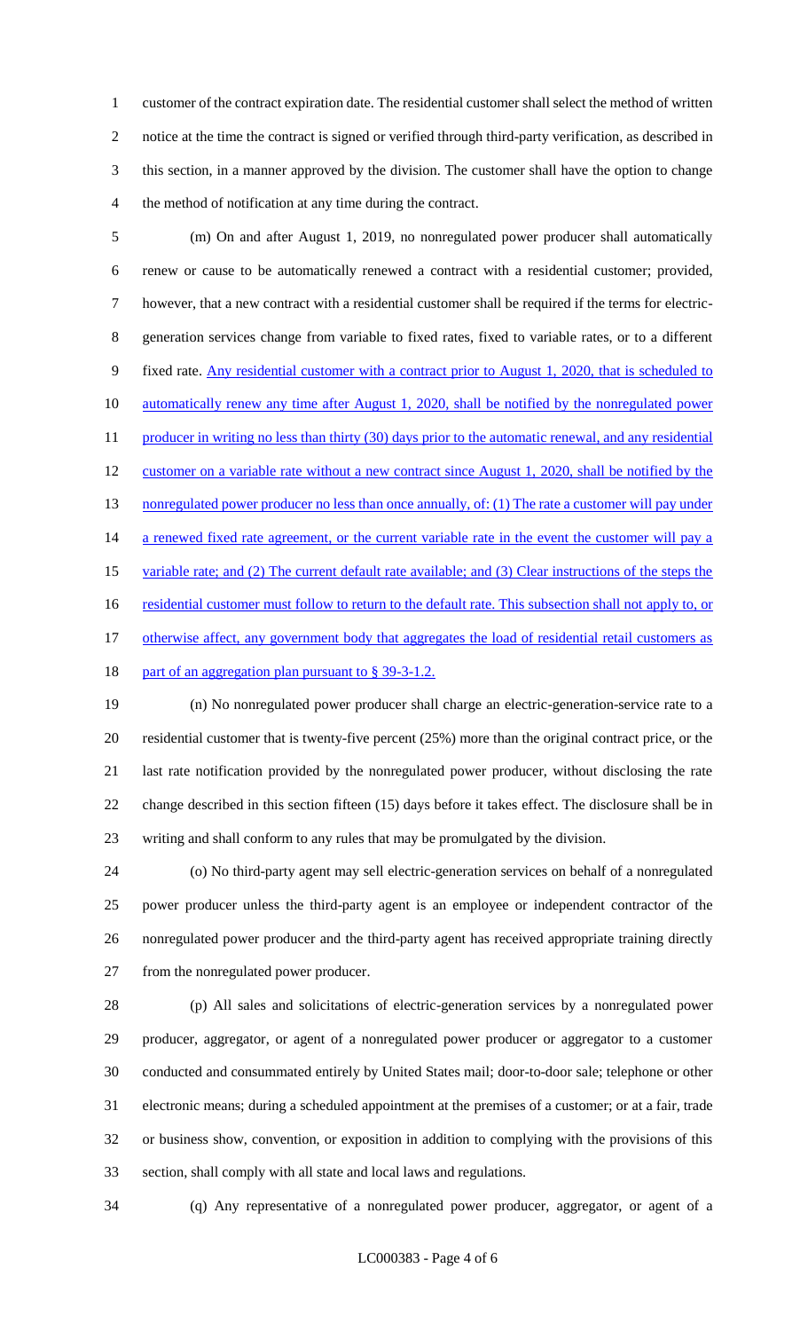customer of the contract expiration date. The residential customer shall select the method of written notice at the time the contract is signed or verified through third-party verification, as described in this section, in a manner approved by the division. The customer shall have the option to change the method of notification at any time during the contract.

(m) On and after August 1, 2019, no nonregulated power producer shall automatically renew or cause to be automatically renewed a contract with a residential customer; provided, however, that a new contract with a residential customer shall be required if the terms for electric-generation services change from variable to fixed rates, fixed to variable rates, or to a different fixed rate. Any residential customer with a contract prior to August 1, 2020, that is scheduled to automatically renew any time after August 1, 2020, shall be notified by the nonregulated power producer in writing no less than thirty (30) days prior to the automatic renewal, and any residential customer on a variable rate without a new contract since August 1, 2020, shall be notified by the nonregulated power producer no less than once annually, of: (1) The rate a customer will pay under a renewed fixed rate agreement, or the current variable rate in the event the customer will pay a variable rate; and (2) The current default rate available; and (3) Clear instructions of the steps the residential customer must follow to return to the default rate. This subsection shall not apply to, or otherwise affect, any government body that aggregates the load of residential retail customers as part of an aggregation plan pursuant to § 39-3-1.2.

(n) No nonregulated power producer shall charge an electric-generation-service rate to a residential customer that is twenty-five percent (25%) more than the original contract price, or the last rate notification provided by the nonregulated power producer, without disclosing the rate change described in this section fifteen (15) days before it takes effect. The disclosure shall be in writing and shall conform to any rules that may be promulgated by the division.

(o) No third-party agent may sell electric-generation services on behalf of a nonregulated power producer unless the third-party agent is an employee or independent contractor of the nonregulated power producer and the third-party agent has received appropriate training directly from the nonregulated power producer.

(p) All sales and solicitations of electric-generation services by a nonregulated power producer, aggregator, or agent of a nonregulated power producer or aggregator to a customer conducted and consummated entirely by United States mail; door-to-door sale; telephone or other electronic means; during a scheduled appointment at the premises of a customer; or at a fair, trade or business show, convention, or exposition in addition to complying with the provisions of this section, shall comply with all state and local laws and regulations.

(q) Any representative of a nonregulated power producer, aggregator, or agent of a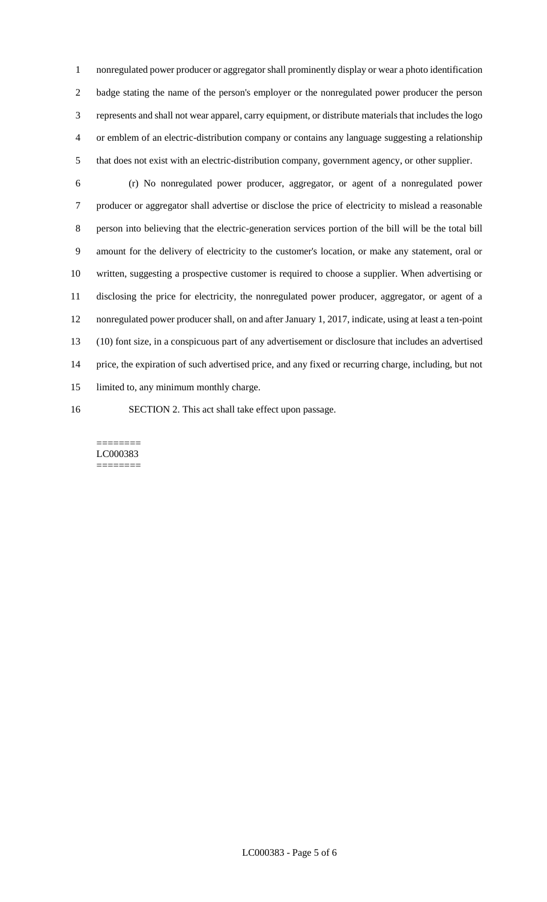nonregulated power producer or aggregator shall prominently display or wear a photo identification badge stating the name of the person's employer or the nonregulated power producer the person represents and shall not wear apparel, carry equipment, or distribute materials that includes the logo or emblem of an electric-distribution company or contains any language suggesting a relationship that does not exist with an electric-distribution company, government agency, or other supplier.

(r) No nonregulated power producer, aggregator, or agent of a nonregulated power producer or aggregator shall advertise or disclose the price of electricity to mislead a reasonable person into believing that the electric-generation services portion of the bill will be the total bill amount for the delivery of electricity to the customer's location, or make any statement, oral or written, suggesting a prospective customer is required to choose a supplier. When advertising or disclosing the price for electricity, the nonregulated power producer, aggregator, or agent of a nonregulated power producer shall, on and after January 1, 2017, indicate, using at least a ten-point (10) font size, in a conspicuous part of any advertisement or disclosure that includes an advertised price, the expiration of such advertised price, and any fixed or recurring charge, including, but not limited to, any minimum monthly charge.

SECTION 2. This act shall take effect upon passage.

========
LC000383
========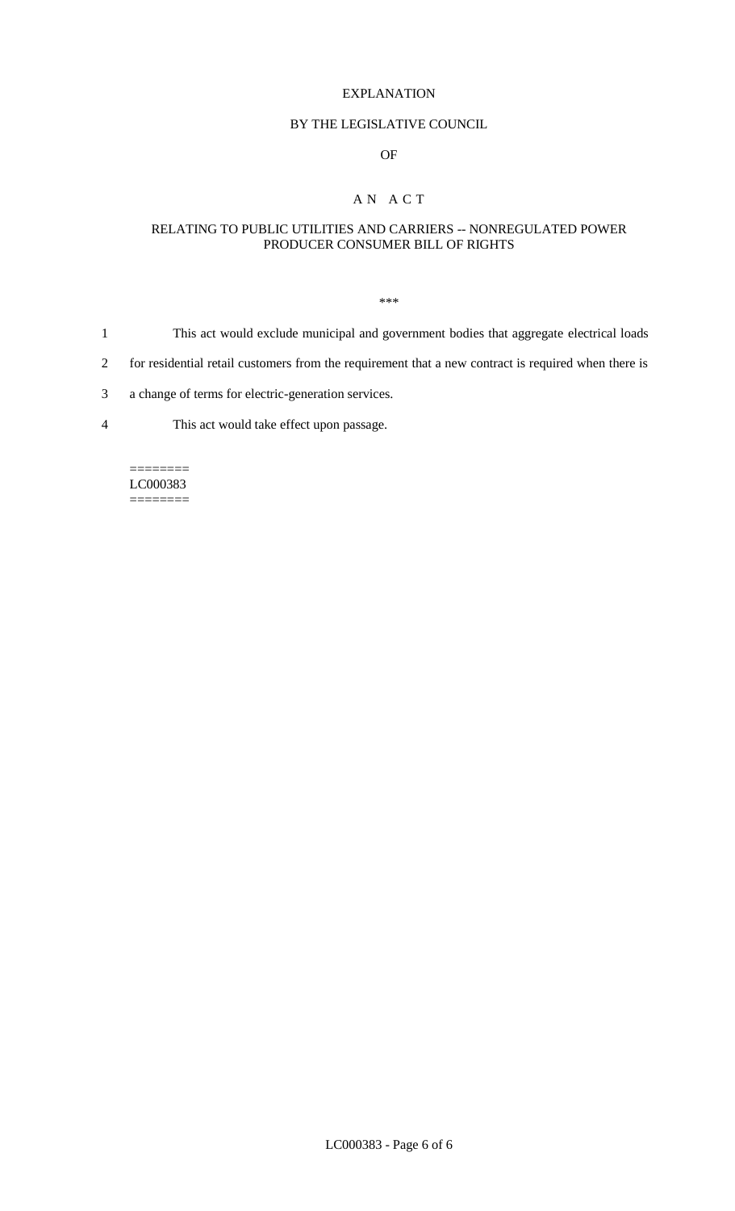EXPLANATION

BY THE LEGISLATIVE COUNCIL

OF

A N A C T

RELATING TO PUBLIC UTILITIES AND CARRIERS -- NONREGULATED POWER PRODUCER CONSUMER BILL OF RIGHTS

\*\*\*

This act would exclude municipal and government bodies that aggregate electrical loads for residential retail customers from the requirement that a new contract is required when there is a change of terms for electric-generation services.

This act would take effect upon passage.

========
LC000383
========